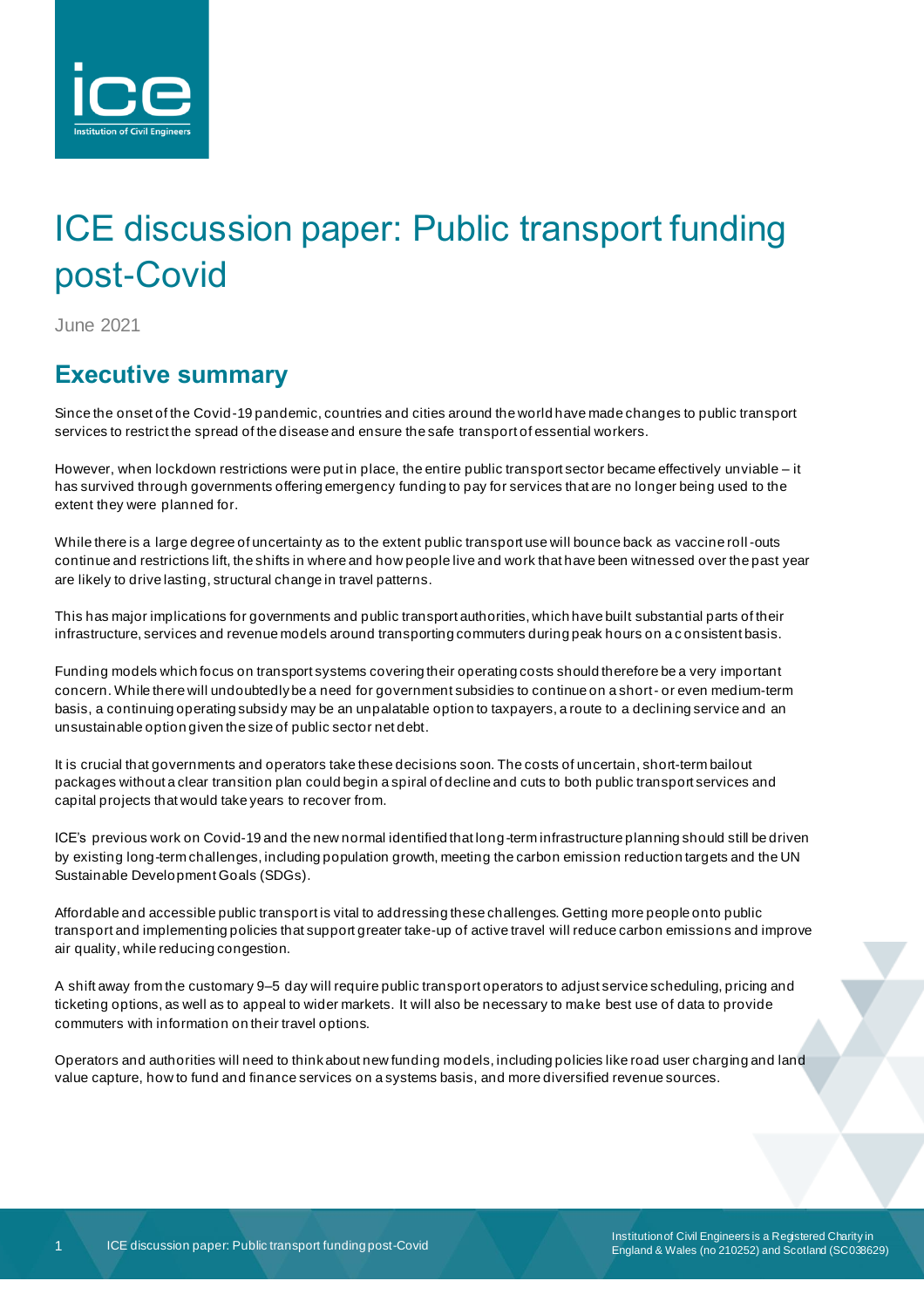# ICE discussion paper: Public transport funding post-Covid

June 2021

## Executive summary

Since the onset of the Covid-19 pandemic, countries and cities around the world have made changes to public transport services to restrict the spread of the disease and ensure the safe transport of essential workers.

However, when lockdown restrictions were put in place, the entire public transport sector became effectively unviable – it has survived through governments offering emergency funding to pay for services that are no longer being used to the extent they were planned for.

While there is a large degree of uncertainty as to the extent public transport use will bounce back as vaccine roll-outs continue and restrictions lift, the shifts in where and how people live and work that have been witnessed over the past year are likely to drive lasting, structural change in travel patterns.

This has major implications for governments and public transport authorities, which have built substantial parts of their infrastructure, services and revenue models around transporting commuters during peak hours on a consistent basis.

Funding models which focus on transport systems covering their operating costs should therefore be a very important concern. While there will undoubtedly be a need for government subsidies to continue on a short- or even medium-term basis, a continuing operating subsidy may be an unpalatable option to taxpayers, a route to a declining service and an unsustainable option given the size of public sector net debt.

It is crucial that governments and operators take these decisions soon. The costs of uncertain, short-term bailout packages without a clear transition plan could begin a spiral of decline and cuts to both public transport services and capital projects that would take years to recover from.

ICE's previous work on Covid-19 and the new normal identified that long-term infrastructure planning should still be driven by existing long-term challenges, including population growth, meeting the carbon emission reduction targets and the UN Sustainable Development Goals (SDGs).

Affordable and accessible public transport is vital to addressing these challenges. Getting more people onto public transport and implementing policies that support greater take-up of active travel will reduce carbon emissions and improve air quality, while reducing congestion.

A shift away from the customary 9–5 day will require public transport operators to adjust service scheduling, pricing and ticketing options, as well as to appeal to wider markets. It will also be necessary to make best use of data to provide commuters with information on their travel options.

Operators and authorities will need to think about new funding models, including policies like road user charging and land value capture, how to fund and finance services on a systems basis, and more diversified revenue sources.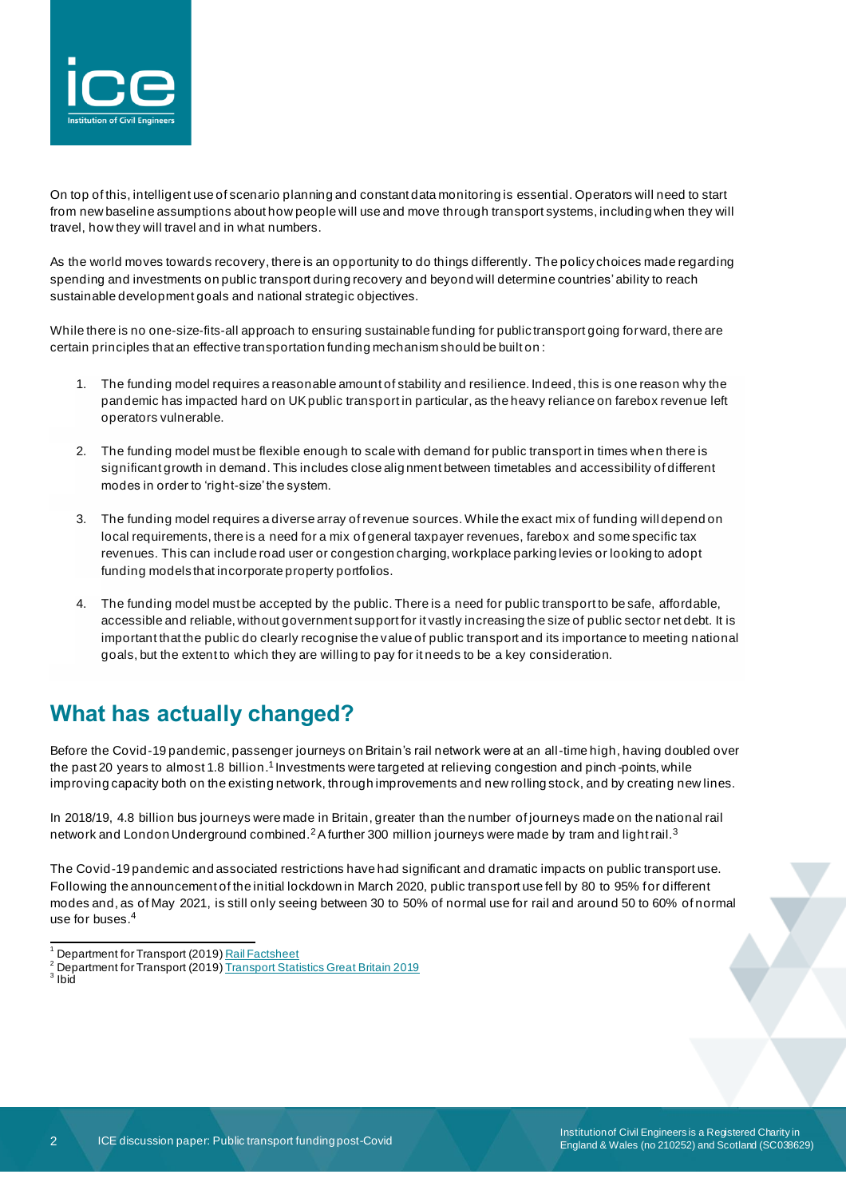On top of this, intelligent use of scenario planning and constant data monitoring is essential. Operators will need to start from new baseline assumptions about how people will use and move through transport systems, including when they will travel, how they will travel and in what numbers.

As the world moves towards recovery, there is an opportunity to do things differently. The policy choices made regarding spending and investments on public transport during recovery and beyond will determine countries' ability to reach sustainable development goals and national strategic objectives.

While there is no one-size-fits-all approach to ensuring sustainable funding for public transport going forward, there are certain principles that an effective transportation funding mechanism should be built on:

1. The funding model requires a reasonable amount of stability and resilience. Indeed, this is one reason why the pandemic has impacted hard on UK public transport in particular, as the heavy reliance on farebox revenue left operators vulnerable.

2. The funding model must be flexible enough to scale with demand for public transport in times when there is significant growth in demand. This includes close alignment between timetables and accessibility of different modes in order to 'right-size' the system.

3. The funding model requires a diverse array of revenue sources. While the exact mix of funding will depend on local requirements, there is a need for a mix of general taxpayer revenues, farebox and some specific tax revenues. This can include road user or congestion charging, workplace parking levies or looking to adopt funding models that incorporate property portfolios.

4. The funding model must be accepted by the public. There is a need for public transport to be safe, affordable, accessible and reliable, without government support for it vastly increasing the size of public sector net debt. It is important that the public do clearly recognise the value of public transport and its importance to meeting national goals, but the extent to which they are willing to pay for it needs to be a key consideration.

## What has actually changed?

Before the Covid-19 pandemic, passenger journeys on Britain's rail network were at an all-time high, having doubled over the past 20 years to almost 1.8 billion.[1] Investments were targeted at relieving congestion and pinch-points, while improving capacity both on the existing network, through improvements and new rolling stock, and by creating new lines.

In 2018/19, 4.8 billion bus journeys were made in Britain, greater than the number of journeys made on the national rail network and London Underground combined.[2] A further 300 million journeys were made by tram and light rail.[3]

The Covid-19 pandemic and associated restrictions have had significant and dramatic impacts on public transport use. Following the announcement of the initial lockdown in March 2020, public transport use fell by 80 to 95% for different modes and, as of May 2021, is still only seeing between 30 to 50% of normal use for rail and around 50 to 60% of normal use for buses.[4]

---

[1] Department for Transport (2019) Rail Factsheet

[2] Department for Transport (2019) Transport Statistics Great Britain 2019

[3] Ibid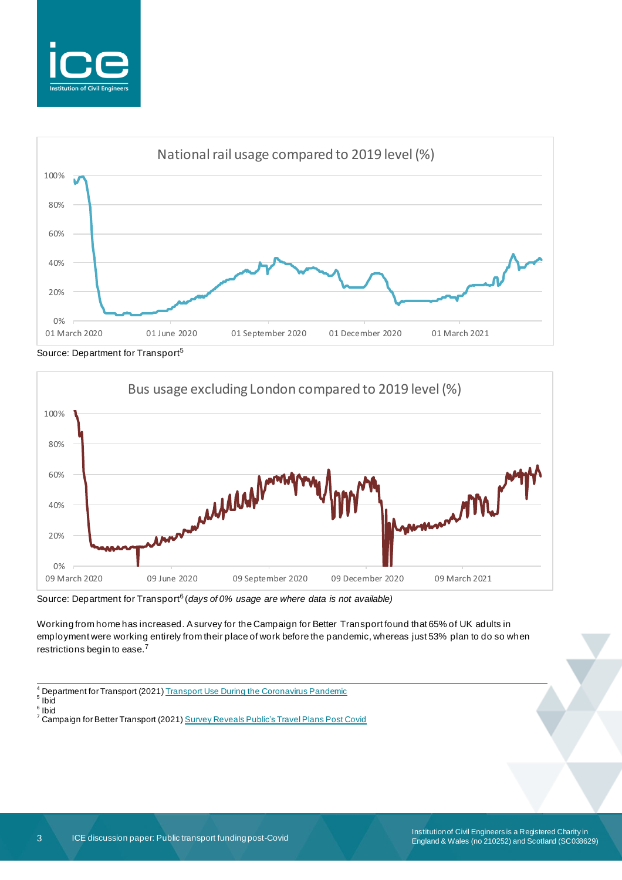National rail usage compared to 2019 level (%)

Source: Department for Transport[5]

Bus usage excluding London compared to 2019 level (%)

Source: Department for Transport[6] *(days of 0% usage are where data is not available)*

Working from home has increased. A survey for the Campaign for Better Transport found that 65% of UK adults in employment were working entirely from their place of work before the pandemic, whereas just 53% plan to do so when restrictions begin to ease.[7]

---

[4] Department for Transport (2021) Transport Use During the Coronavirus Pandemic
[5] Ibid
[6] Ibid
[7] Campaign for Better Transport (2021) Survey Reveals Public's Travel Plans Post Covid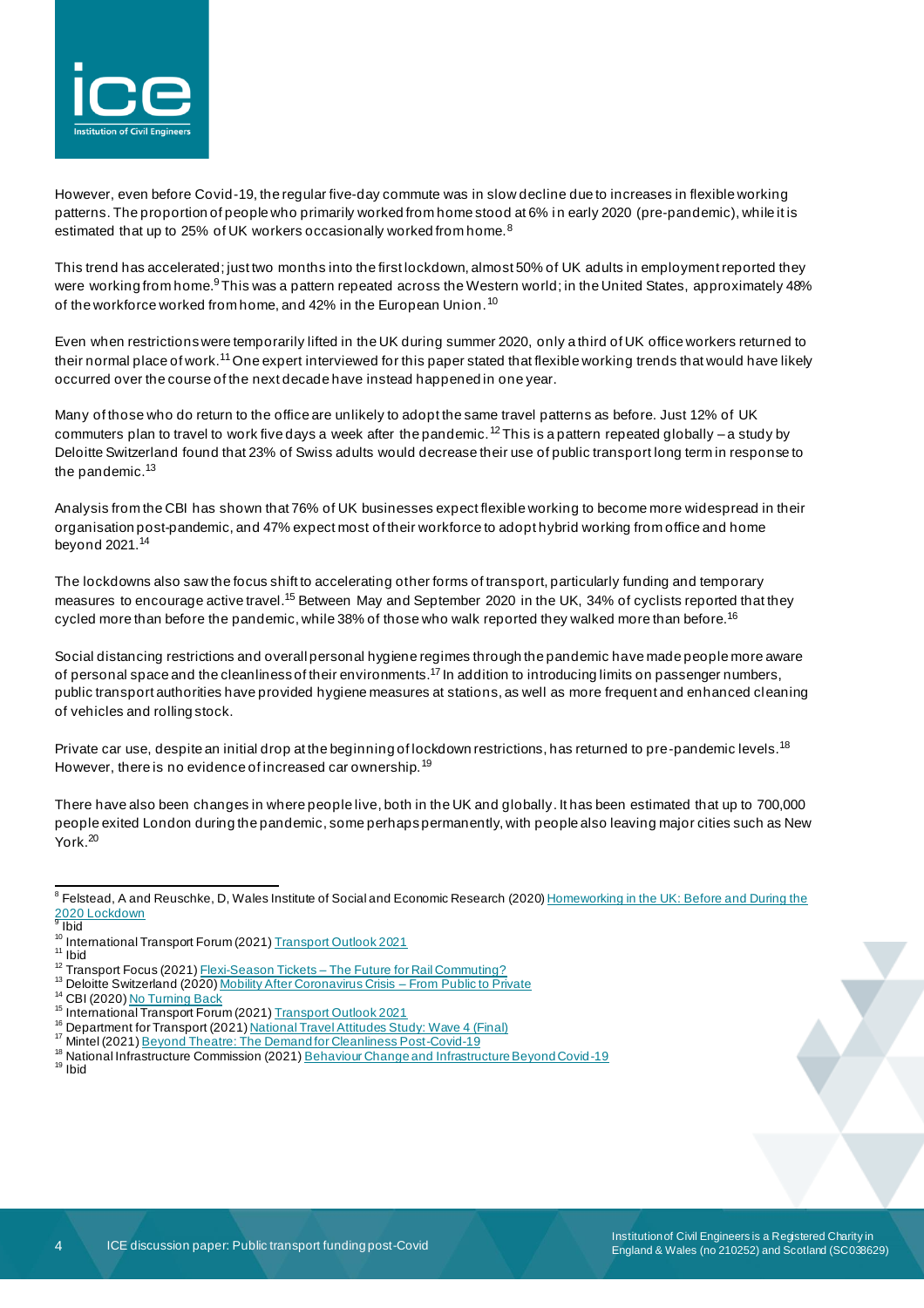However, even before Covid-19, the regular five-day commute was in slow decline due to increases in flexible working patterns. The proportion of people who primarily worked from home stood at 6% in early 2020 (pre-pandemic), while it is estimated that up to 25% of UK workers occasionally worked from home.[8]

This trend has accelerated; just two months into the first lockdown, almost 50% of UK adults in employment reported they were working from home.[9] This was a pattern repeated across the Western world; in the United States, approximately 48% of the workforce worked from home, and 42% in the European Union.[10]

Even when restrictions were temporarily lifted in the UK during summer 2020, only a third of UK office workers returned to their normal place of work.[11] One expert interviewed for this paper stated that flexible working trends that would have likely occurred over the course of the next decade have instead happened in one year.

Many of those who do return to the office are unlikely to adopt the same travel patterns as before. Just 12% of UK commuters plan to travel to work five days a week after the pandemic.[12] This is a pattern repeated globally – a study by Deloitte Switzerland found that 23% of Swiss adults would decrease their use of public transport long term in response to the pandemic.[13]

Analysis from the CBI has shown that 76% of UK businesses expect flexible working to become more widespread in their organisation post-pandemic, and 47% expect most of their workforce to adopt hybrid working from office and home beyond 2021.[14]

The lockdowns also saw the focus shift to accelerating other forms of transport, particularly funding and temporary measures to encourage active travel.[15] Between May and September 2020 in the UK, 34% of cyclists reported that they cycled more than before the pandemic, while 38% of those who walk reported they walked more than before.[16]

Social distancing restrictions and overall personal hygiene regimes through the pandemic have made people more aware of personal space and the cleanliness of their environments.[17] In addition to introducing limits on passenger numbers, public transport authorities have provided hygiene measures at stations, as well as more frequent and enhanced cleaning of vehicles and rolling stock.

Private car use, despite an initial drop at the beginning of lockdown restrictions, has returned to pre-pandemic levels.[18] However, there is no evidence of increased car ownership.[19]

There have also been changes in where people live, both in the UK and globally. It has been estimated that up to 700,000 people exited London during the pandemic, some perhaps permanently, with people also leaving major cities such as New York.[20]

---

[8] Felstead, A and Reuschke, D, Wales Institute of Social and Economic Research (2020) Homeworking in the UK: Before and During the 2020 Lockdown
[9] Ibid
[10] International Transport Forum (2021) Transport Outlook 2021
[11] Ibid
[12] Transport Focus (2021) Flexi-Season Tickets – The Future for Rail Commuting?
[13] Deloitte Switzerland (2020) Mobility After Coronavirus Crisis – From Public to Private
[14] CBI (2020) No Turning Back
[15] International Transport Forum (2021) Transport Outlook 2021
[16] Department for Transport (2021) National Travel Attitudes Study: Wave 4 (Final)
[17] Mintel (2021) Beyond Theatre: The Demand for Cleanliness Post-Covid-19
[18] National Infrastructure Commission (2021) Behaviour Change and Infrastructure Beyond Covid-19
[19] Ibid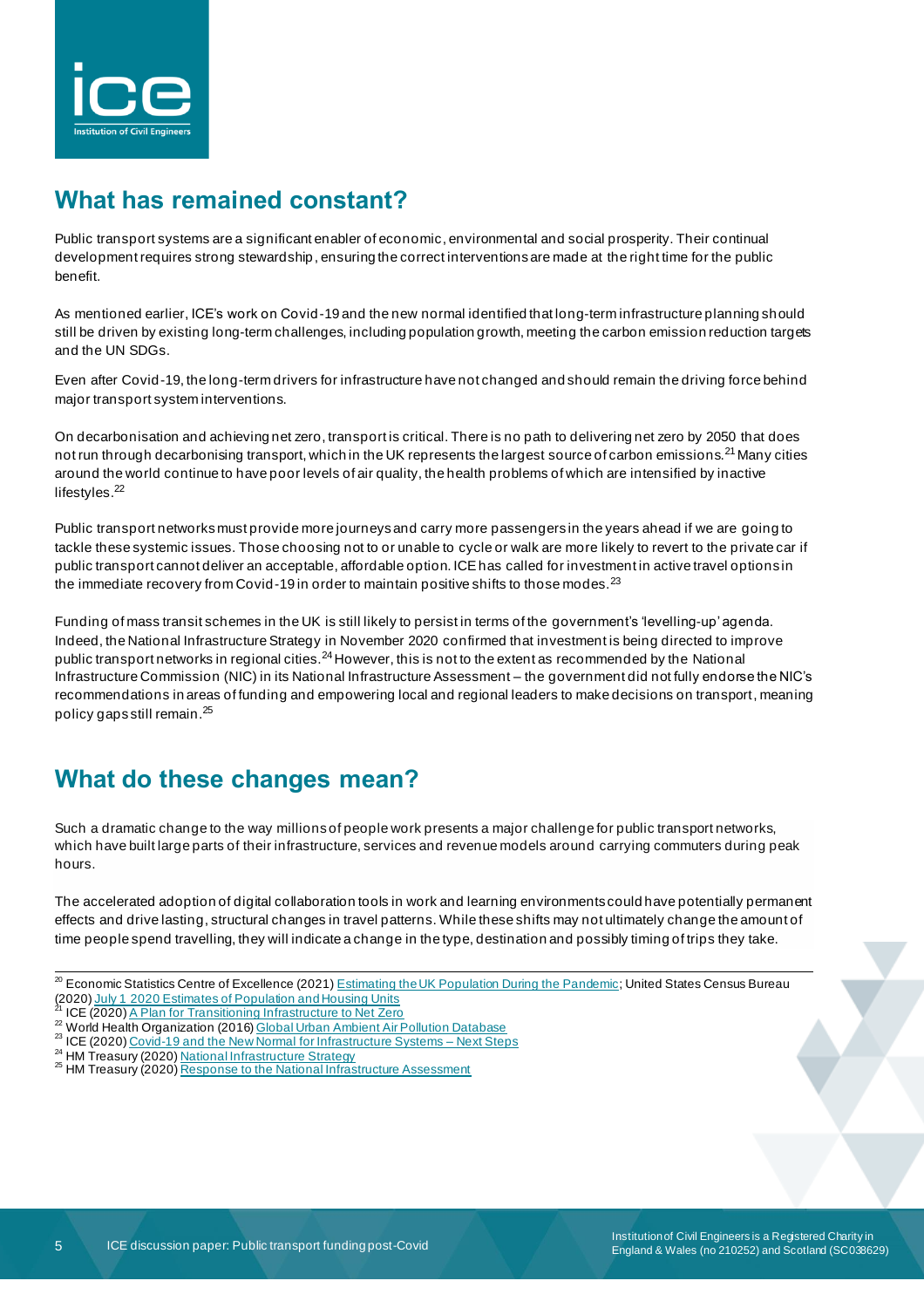## What has remained constant?

Public transport systems are a significant enabler of economic, environmental and social prosperity. Their continual development requires strong stewardship, ensuring the correct interventions are made at the right time for the public benefit.

As mentioned earlier, ICE's work on Covid-19 and the new normal identified that long-term infrastructure planning should still be driven by existing long-term challenges, including population growth, meeting the carbon emission reduction targets and the UN SDGs.

Even after Covid-19, the long-term drivers for infrastructure have not changed and should remain the driving force behind major transport system interventions.

On decarbonisation and achieving net zero, transport is critical. There is no path to delivering net zero by 2050 that does not run through decarbonising transport, which in the UK represents the largest source of carbon emissions.[21] Many cities around the world continue to have poor levels of air quality, the health problems of which are intensified by inactive lifestyles.[22]

Public transport networks must provide more journeys and carry more passengers in the years ahead if we are going to tackle these systemic issues. Those choosing not to or unable to cycle or walk are more likely to revert to the private car if public transport cannot deliver an acceptable, affordable option. ICE has called for investment in active travel options in the immediate recovery from Covid-19 in order to maintain positive shifts to those modes.[23]

Funding of mass transit schemes in the UK is still likely to persist in terms of the government's 'levelling-up' agenda. Indeed, the National Infrastructure Strategy in November 2020 confirmed that investment is being directed to improve public transport networks in regional cities.[24] However, this is not to the extent as recommended by the National Infrastructure Commission (NIC) in its National Infrastructure Assessment – the government did not fully endorse the NIC's recommendations in areas of funding and empowering local and regional leaders to make decisions on transport, meaning policy gaps still remain.[25]

## What do these changes mean?

Such a dramatic change to the way millions of people work presents a major challenge for public transport networks, which have built large parts of their infrastructure, services and revenue models around carrying commuters during peak hours.

The accelerated adoption of digital collaboration tools in work and learning environments could have potentially permanent effects and drive lasting, structural changes in travel patterns. While these shifts may not ultimately change the amount of time people spend travelling, they will indicate a change in the type, destination and possibly timing of trips they take.

---

[20] Economic Statistics Centre of Excellence (2021) Estimating the UK Population During the Pandemic; United States Census Bureau (2020) July 1 2020 Estimates of Population and Housing Units
[21] ICE (2020) A Plan for Transitioning Infrastructure to Net Zero
[22] World Health Organization (2016) Global Urban Ambient Air Pollution Database
[23] ICE (2020) Covid-19 and the New Normal for Infrastructure Systems – Next Steps
[24] HM Treasury (2020) National Infrastructure Strategy
[25] HM Treasury (2020) Response to the National Infrastructure Assessment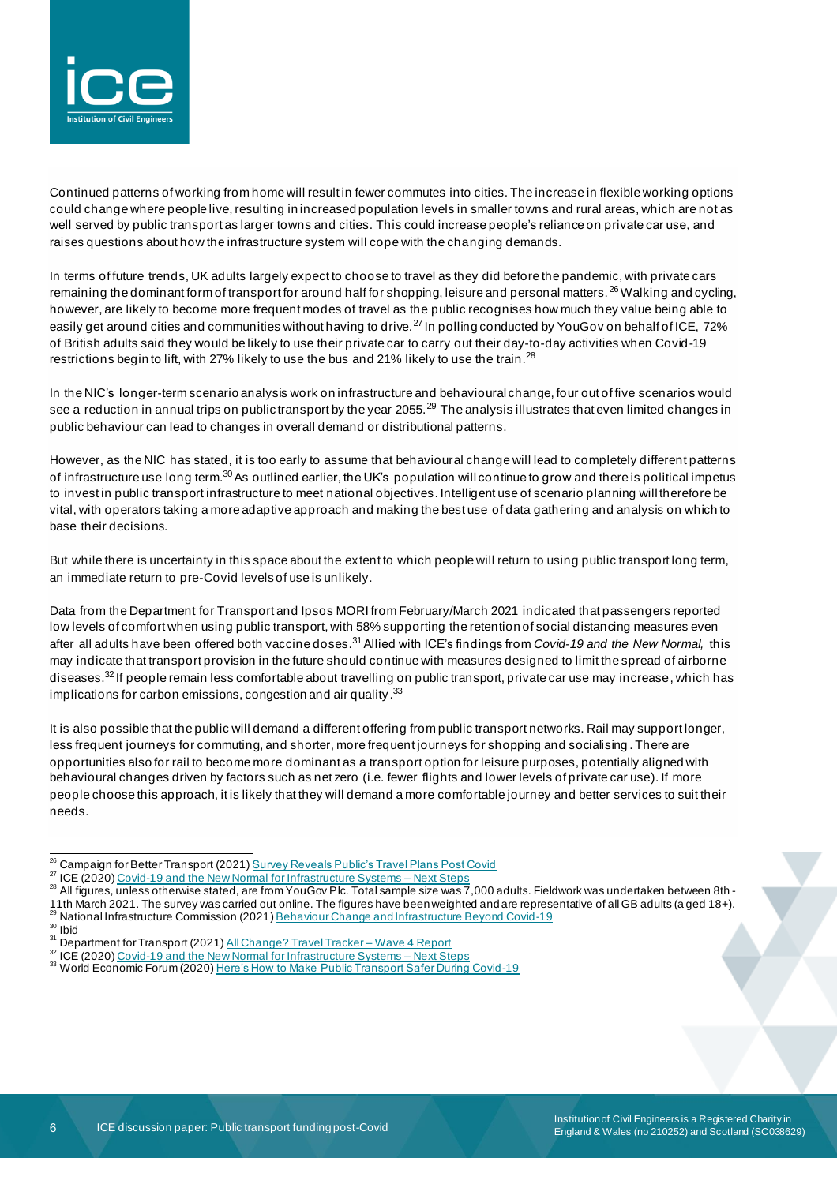Continued patterns of working from home will result in fewer commutes into cities. The increase in flexible working options could change where people live, resulting in increased population levels in smaller towns and rural areas, which are not as well served by public transport as larger towns and cities. This could increase people's reliance on private car use, and raises questions about how the infrastructure system will cope with the changing demands.

In terms of future trends, UK adults largely expect to choose to travel as they did before the pandemic, with private cars remaining the dominant form of transport for around half for shopping, leisure and personal matters.[26] Walking and cycling, however, are likely to become more frequent modes of travel as the public recognises how much they value being able to easily get around cities and communities without having to drive.[27] In polling conducted by YouGov on behalf of ICE, 72% of British adults said they would be likely to use their private car to carry out their day-to-day activities when Covid-19 restrictions begin to lift, with 27% likely to use the bus and 21% likely to use the train.[28]

In the NIC's longer-term scenario analysis work on infrastructure and behavioural change, four out of five scenarios would see a reduction in annual trips on public transport by the year 2055.[29] The analysis illustrates that even limited changes in public behaviour can lead to changes in overall demand or distributional patterns.

However, as the NIC has stated, it is too early to assume that behavioural change will lead to completely different patterns of infrastructure use long term.[30] As outlined earlier, the UK's population will continue to grow and there is political impetus to invest in public transport infrastructure to meet national objectives. Intelligent use of scenario planning will therefore be vital, with operators taking a more adaptive approach and making the best use of data gathering and analysis on which to base their decisions.

But while there is uncertainty in this space about the extent to which people will return to using public transport long term, an immediate return to pre-Covid levels of use is unlikely.

Data from the Department for Transport and Ipsos MORI from February/March 2021 indicated that passengers reported low levels of comfort when using public transport, with 58% supporting the retention of social distancing measures even after all adults have been offered both vaccine doses.[31] Allied with ICE's findings from *Covid-19 and the New Normal,* this may indicate that transport provision in the future should continue with measures designed to limit the spread of airborne diseases.[32] If people remain less comfortable about travelling on public transport, private car use may increase, which has implications for carbon emissions, congestion and air quality.[33]

It is also possible that the public will demand a different offering from public transport networks. Rail may support longer, less frequent journeys for commuting, and shorter, more frequent journeys for shopping and socialising. There are opportunities also for rail to become more dominant as a transport option for leisure purposes, potentially aligned with behavioural changes driven by factors such as net zero (i.e. fewer flights and lower levels of private car use). If more people choose this approach, it is likely that they will demand a more comfortable journey and better services to suit their needs.

---

[26] Campaign for Better Transport (2021) Survey Reveals Public's Travel Plans Post Covid

[27] ICE (2020) Covid-19 and the New Normal for Infrastructure Systems – Next Steps

[28] All figures, unless otherwise stated, are from YouGov Plc. Total sample size was 7,000 adults. Fieldwork was undertaken between 8th - 11th March 2021. The survey was carried out online. The figures have been weighted and are representative of all GB adults (aged 18+).

[29] National Infrastructure Commission (2021) Behaviour Change and Infrastructure Beyond Covid-19

[30] Ibid

[31] Department for Transport (2021) All Change? Travel Tracker – Wave 4 Report

[32] ICE (2020) Covid-19 and the New Normal for Infrastructure Systems – Next Steps

[33] World Economic Forum (2020) Here's How to Make Public Transport Safer During Covid-19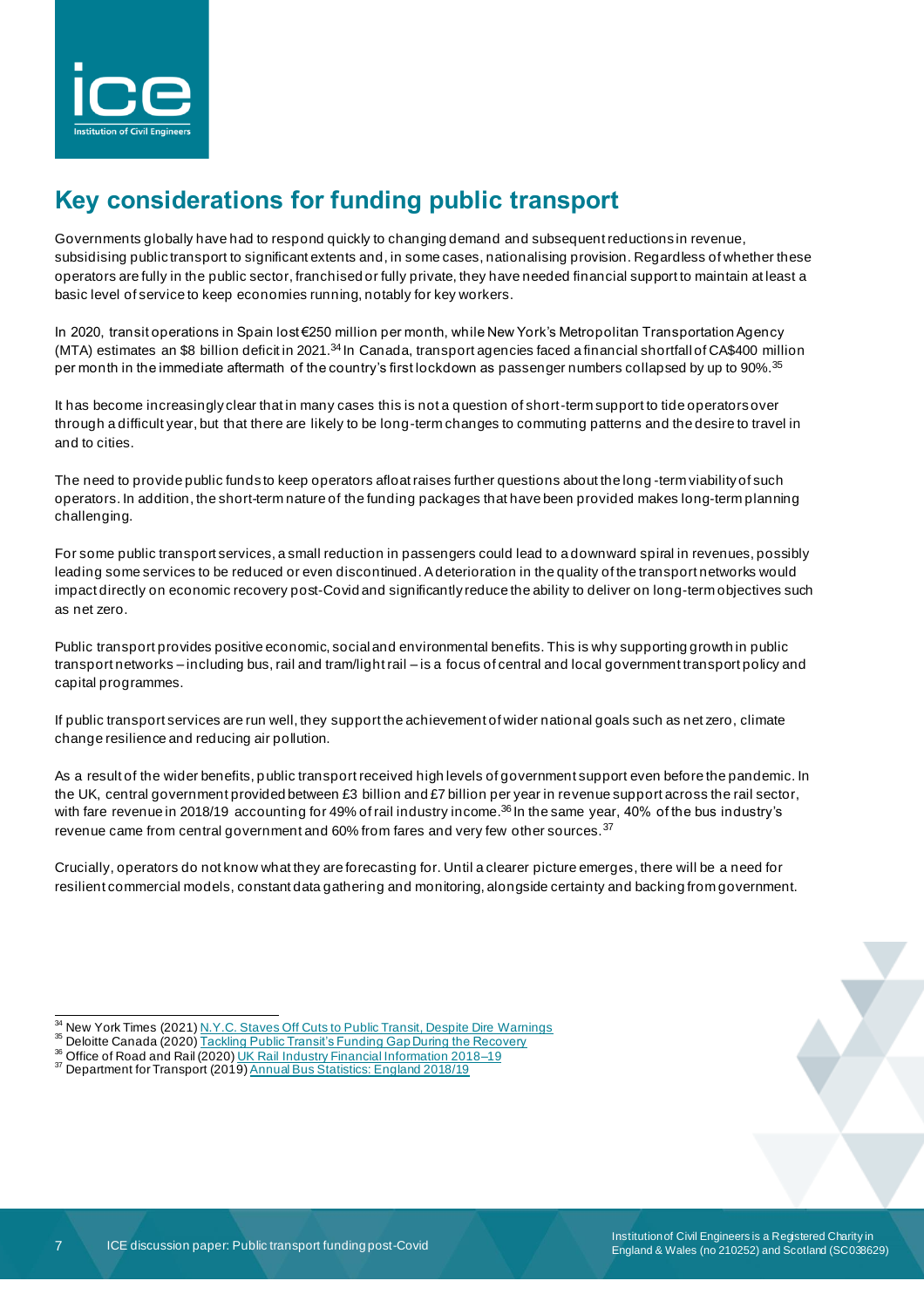## Key considerations for funding public transport

Governments globally have had to respond quickly to changing demand and subsequent reductions in revenue, subsidising public transport to significant extents and, in some cases, nationalising provision. Regardless of whether these operators are fully in the public sector, franchised or fully private, they have needed financial support to maintain at least a basic level of service to keep economies running, notably for key workers.

In 2020, transit operations in Spain lost €250 million per month, while New York's Metropolitan Transportation Agency (MTA) estimates an $8 billion deficit in 2021.[34] In Canada, transport agencies faced a financial shortfall of CA$400 million per month in the immediate aftermath of the country's first lockdown as passenger numbers collapsed by up to 90%.[35]

It has become increasingly clear that in many cases this is not a question of short-term support to tide operators over through a difficult year, but that there are likely to be long-term changes to commuting patterns and the desire to travel in and to cities.

The need to provide public funds to keep operators afloat raises further questions about the long-term viability of such operators. In addition, the short-term nature of the funding packages that have been provided makes long-term planning challenging.

For some public transport services, a small reduction in passengers could lead to a downward spiral in revenues, possibly leading some services to be reduced or even discontinued. A deterioration in the quality of the transport networks would impact directly on economic recovery post-Covid and significantly reduce the ability to deliver on long-term objectives such as net zero.

Public transport provides positive economic, social and environmental benefits. This is why supporting growth in public transport networks – including bus, rail and tram/light rail – is a focus of central and local government transport policy and capital programmes.

If public transport services are run well, they support the achievement of wider national goals such as net zero, climate change resilience and reducing air pollution.

As a result of the wider benefits, public transport received high levels of government support even before the pandemic. In the UK, central government provided between £3 billion and £7 billion per year in revenue support across the rail sector, with fare revenue in 2018/19 accounting for 49% of rail industry income.[36] In the same year, 40% of the bus industry's revenue came from central government and 60% from fares and very few other sources.[37]

Crucially, operators do not know what they are forecasting for. Until a clearer picture emerges, there will be a need for resilient commercial models, constant data gathering and monitoring, alongside certainty and backing from government.

---

[34] New York Times (2021) N.Y.C. Staves Off Cuts to Public Transit, Despite Dire Warnings
[35] Deloitte Canada (2020) Tackling Public Transit's Funding Gap During the Recovery
[36] Office of Road and Rail (2020) UK Rail Industry Financial Information 2018–19
[37] Department for Transport (2019) Annual Bus Statistics: England 2018/19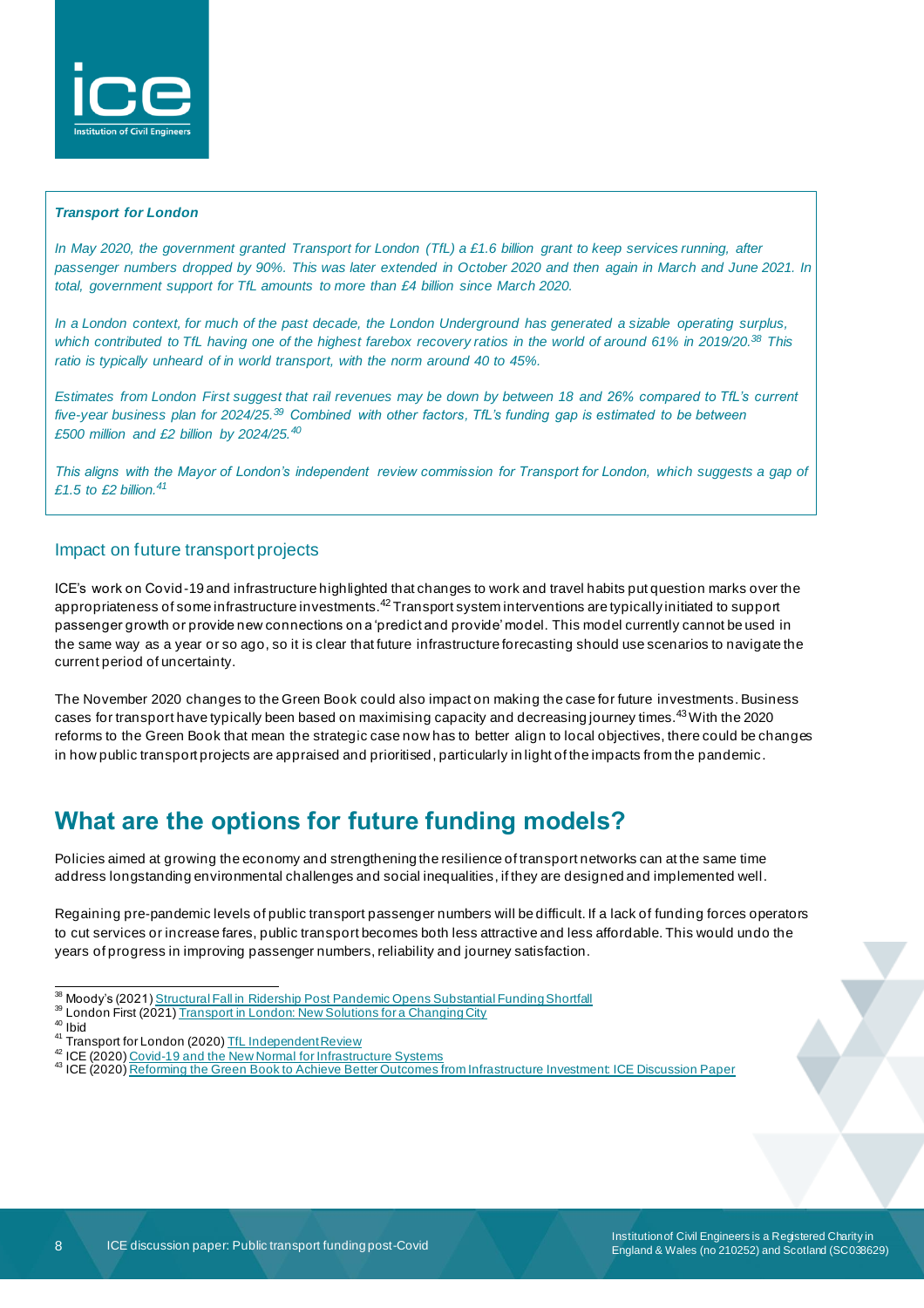*Transport for London*

*In May 2020, the government granted Transport for London (TfL) a £1.6 billion grant to keep services running, after passenger numbers dropped by 90%. This was later extended in October 2020 and then again in March and June 2021. In total, government support for TfL amounts to more than £4 billion since March 2020.*

*In a London context, for much of the past decade, the London Underground has generated a sizable operating surplus, which contributed to TfL having one of the highest farebox recovery ratios in the world of around 61% in 2019/20.[38] This ratio is typically unheard of in world transport, with the norm around 40 to 45%.*

*Estimates from London First suggest that rail revenues may be down by between 18 and 26% compared to TfL's current five-year business plan for 2024/25.[39] Combined with other factors, TfL's funding gap is estimated to be between £500 million and £2 billion by 2024/25.[40]*

*This aligns with the Mayor of London's independent review commission for Transport for London, which suggests a gap of £1.5 to £2 billion.[41]*

### Impact on future transport projects

ICE's work on Covid-19 and infrastructure highlighted that changes to work and travel habits put question marks over the appropriateness of some infrastructure investments.[42] Transport system interventions are typically initiated to support passenger growth or provide new connections on a 'predict and provide' model. This model currently cannot be used in the same way as a year or so ago, so it is clear that future infrastructure forecasting should use scenarios to navigate the current period of uncertainty.

The November 2020 changes to the Green Book could also impact on making the case for future investments. Business cases for transport have typically been based on maximising capacity and decreasing journey times.[43] With the 2020 reforms to the Green Book that mean the strategic case now has to better align to local objectives, there could be changes in how public transport projects are appraised and prioritised, particularly in light of the impacts from the pandemic.

## What are the options for future funding models?

Policies aimed at growing the economy and strengthening the resilience of transport networks can at the same time address longstanding environmental challenges and social inequalities, if they are designed and implemented well.

Regaining pre-pandemic levels of public transport passenger numbers will be difficult. If a lack of funding forces operators to cut services or increase fares, public transport becomes both less attractive and less affordable. This would undo the years of progress in improving passenger numbers, reliability and journey satisfaction.

---

[38] Moody's (2021) Structural Fall in Ridership Post Pandemic Opens Substantial Funding Shortfall
[39] London First (2021) Transport in London: New Solutions for a Changing City
[40] Ibid
[41] Transport for London (2020) TfL Independent Review
[42] ICE (2020) Covid-19 and the New Normal for Infrastructure Systems
[43] ICE (2020) Reforming the Green Book to Achieve Better Outcomes from Infrastructure Investment: ICE Discussion Paper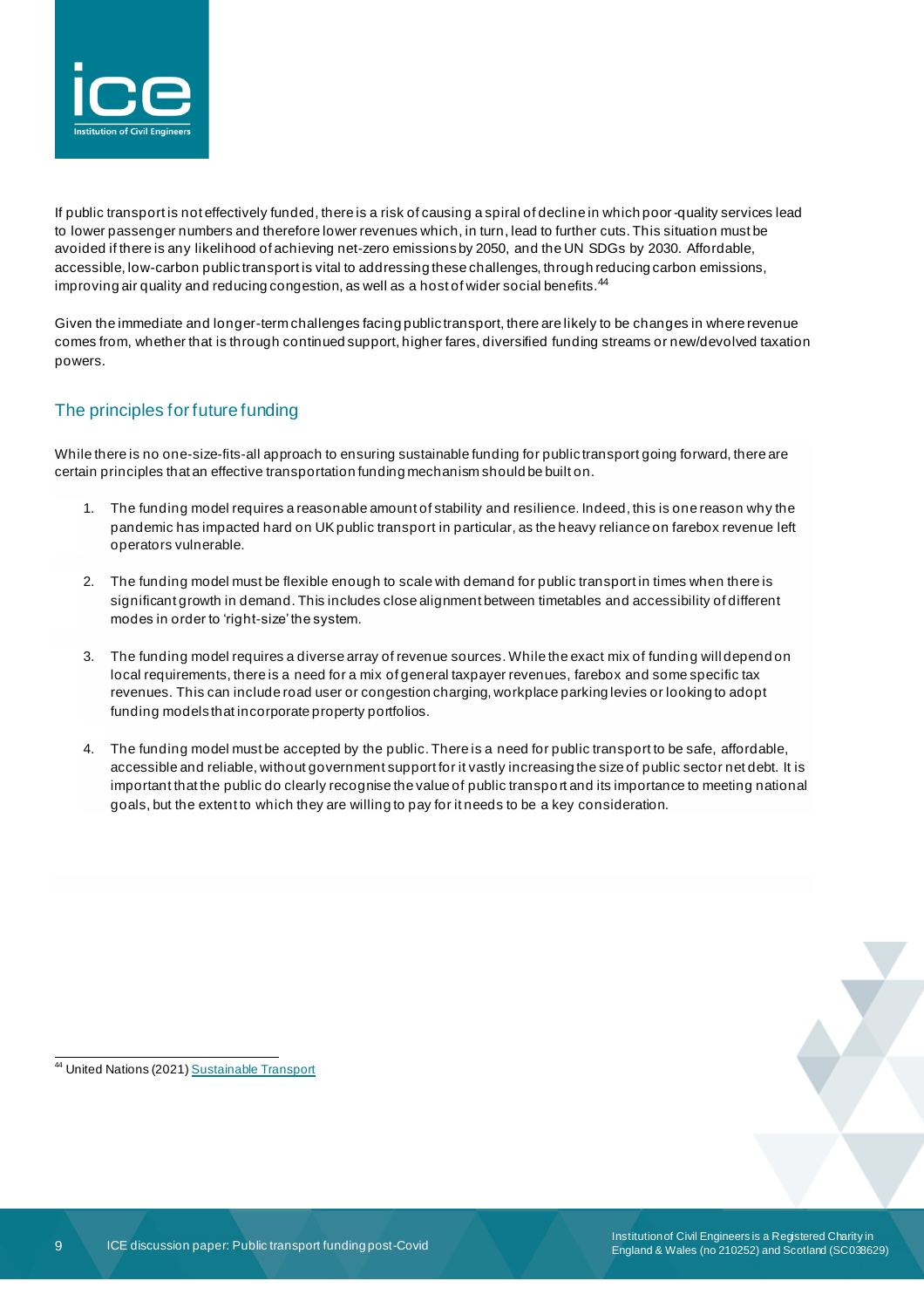If public transport is not effectively funded, there is a risk of causing a spiral of decline in which poor-quality services lead to lower passenger numbers and therefore lower revenues which, in turn, lead to further cuts. This situation must be avoided if there is any likelihood of achieving net-zero emissions by 2050, and the UN SDGs by 2030. Affordable, accessible, low-carbon public transport is vital to addressing these challenges, through reducing carbon emissions, improving air quality and reducing congestion, as well as a host of wider social benefits.[44]

Given the immediate and longer-term challenges facing public transport, there are likely to be changes in where revenue comes from, whether that is through continued support, higher fares, diversified funding streams or new/devolved taxation powers.

## The principles for future funding

While there is no one-size-fits-all approach to ensuring sustainable funding for public transport going forward, there are certain principles that an effective transportation funding mechanism should be built on.

1. The funding model requires a reasonable amount of stability and resilience. Indeed, this is one reason why the pandemic has impacted hard on UK public transport in particular, as the heavy reliance on farebox revenue left operators vulnerable.

2. The funding model must be flexible enough to scale with demand for public transport in times when there is significant growth in demand. This includes close alignment between timetables and accessibility of different modes in order to 'right-size' the system.

3. The funding model requires a diverse array of revenue sources. While the exact mix of funding will depend on local requirements, there is a need for a mix of general taxpayer revenues, farebox and some specific tax revenues. This can include road user or congestion charging, workplace parking levies or looking to adopt funding models that incorporate property portfolios.

4. The funding model must be accepted by the public. There is a need for public transport to be safe, affordable, accessible and reliable, without government support for it vastly increasing the size of public sector net debt. It is important that the public do clearly recognise the value of public transport and its importance to meeting national goals, but the extent to which they are willing to pay for it needs to be a key consideration.

---

[44] United Nations (2021) Sustainable Transport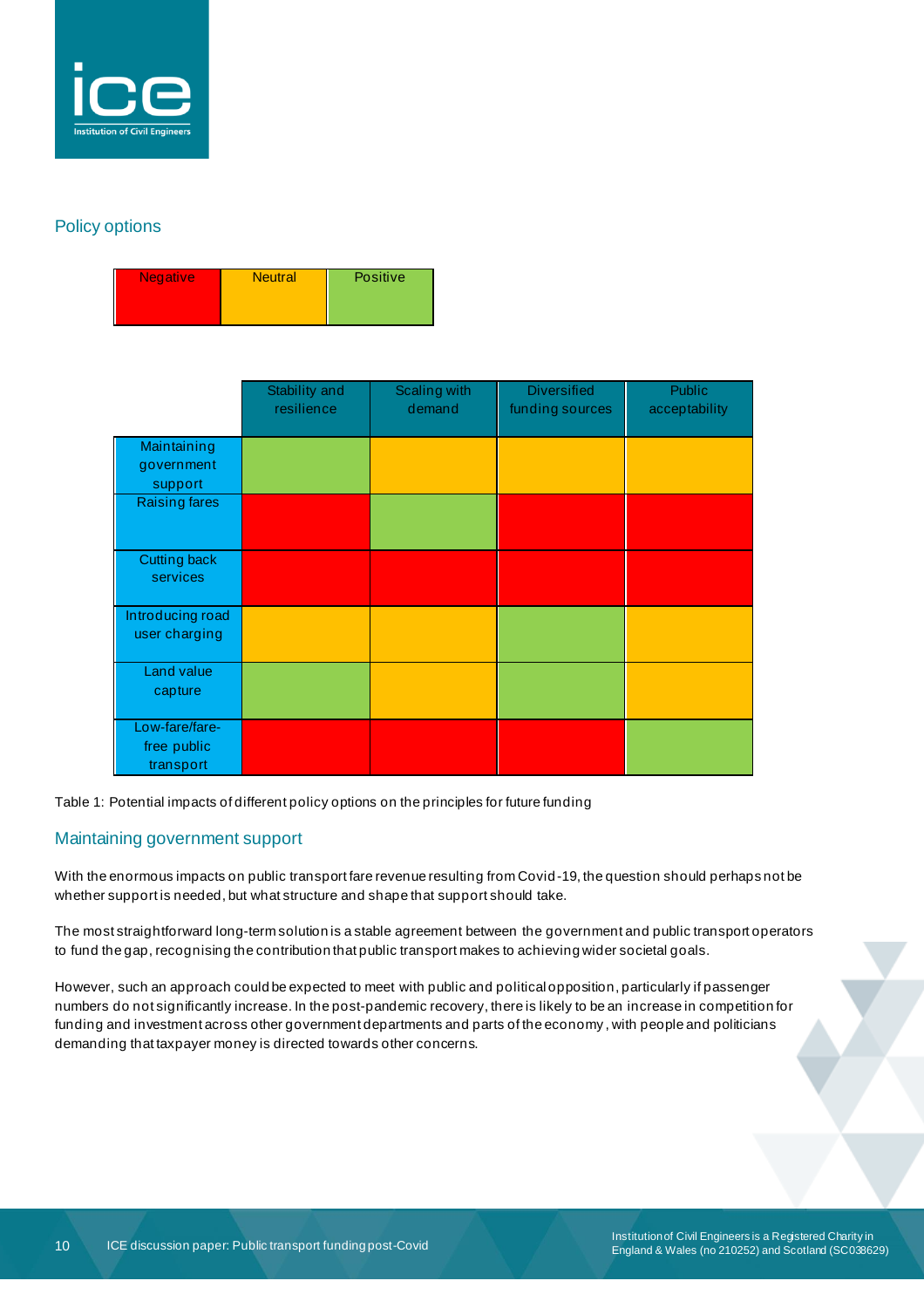## Policy options

| Negative | Neutral | Positive |
|---|---|---|

| | Stability and resilience | Scaling with demand | Diversified funding sources | Public acceptability |
|---|---|---|---|---|
| Maintaining government support | Positive | Neutral | Neutral | Neutral |
| Raising fares | Negative | Positive | Negative | Negative |
| Cutting back services | Negative | Negative | Negative | Negative |
| Introducing road user charging | Neutral | Neutral | Positive | Neutral |
| Land value capture | Positive | Neutral | Positive | Neutral |
| Low-fare/fare-free public transport | Negative | Negative | Negative | Positive |

Table 1: Potential impacts of different policy options on the principles for future funding

## Maintaining government support

With the enormous impacts on public transport fare revenue resulting from Covid-19, the question should perhaps not be whether support is needed, but what structure and shape that support should take.

The most straightforward long-term solution is a stable agreement between the government and public transport operators to fund the gap, recognising the contribution that public transport makes to achieving wider societal goals.

However, such an approach could be expected to meet with public and political opposition, particularly if passenger numbers do not significantly increase. In the post-pandemic recovery, there is likely to be an increase in competition for funding and investment across other government departments and parts of the economy, with people and politicians demanding that taxpayer money is directed towards other concerns.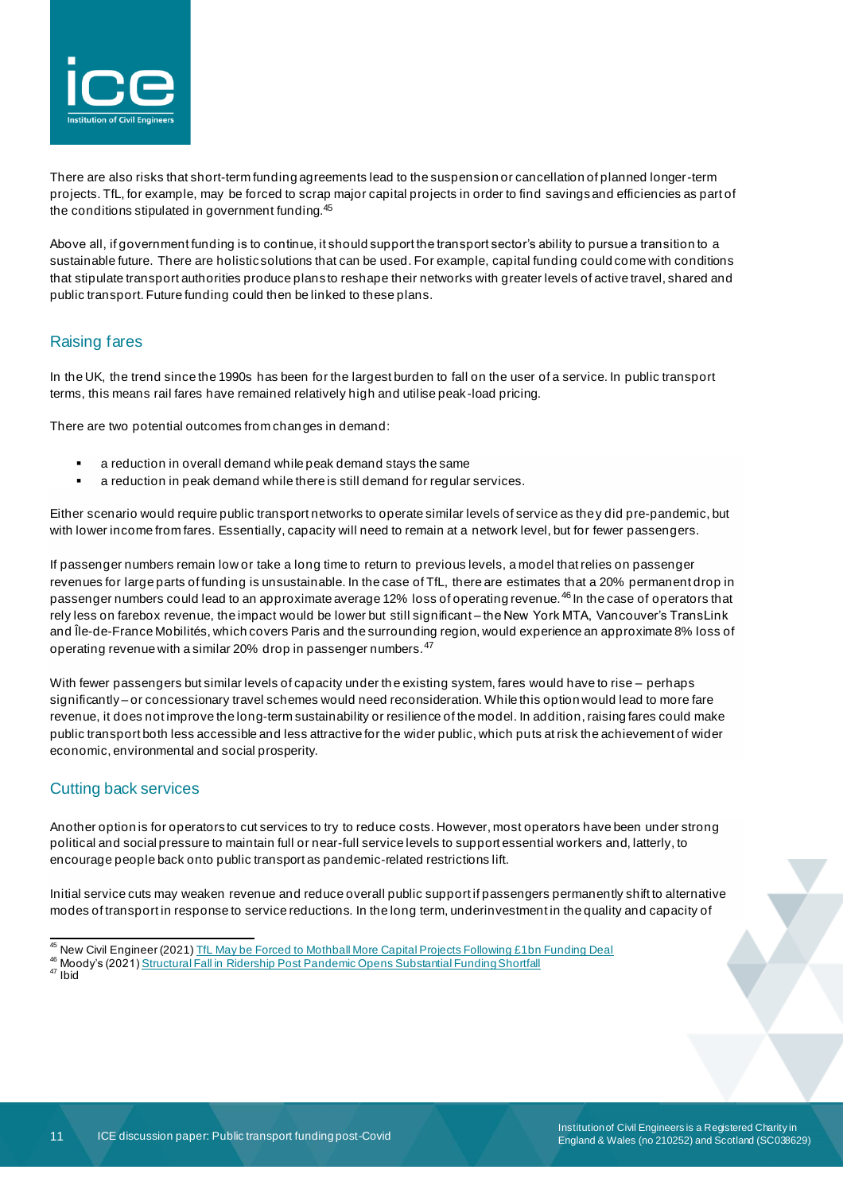There are also risks that short-term funding agreements lead to the suspension or cancellation of planned longer-term projects. TfL, for example, may be forced to scrap major capital projects in order to find savings and efficiencies as part of the conditions stipulated in government funding.[45]

Above all, if government funding is to continue, it should support the transport sector's ability to pursue a transition to a sustainable future. There are holistic solutions that can be used. For example, capital funding could come with conditions that stipulate transport authorities produce plans to reshape their networks with greater levels of active travel, shared and public transport. Future funding could then be linked to these plans.

## Raising fares

In the UK, the trend since the 1990s has been for the largest burden to fall on the user of a service. In public transport terms, this means rail fares have remained relatively high and utilise peak-load pricing.

There are two potential outcomes from changes in demand:

- a reduction in overall demand while peak demand stays the same
- a reduction in peak demand while there is still demand for regular services.

Either scenario would require public transport networks to operate similar levels of service as they did pre-pandemic, but with lower income from fares. Essentially, capacity will need to remain at a network level, but for fewer passengers.

If passenger numbers remain low or take a long time to return to previous levels, a model that relies on passenger revenues for large parts of funding is unsustainable. In the case of TfL, there are estimates that a 20% permanent drop in passenger numbers could lead to an approximate average 12% loss of operating revenue.[46] In the case of operators that rely less on farebox revenue, the impact would be lower but still significant – the New York MTA, Vancouver's TransLink and Île-de-France Mobilités, which covers Paris and the surrounding region, would experience an approximate 8% loss of operating revenue with a similar 20% drop in passenger numbers.[47]

With fewer passengers but similar levels of capacity under the existing system, fares would have to rise – perhaps significantly – or concessionary travel schemes would need reconsideration. While this option would lead to more fare revenue, it does not improve the long-term sustainability or resilience of the model. In addition, raising fares could make public transport both less accessible and less attractive for the wider public, which puts at risk the achievement of wider economic, environmental and social prosperity.

## Cutting back services

Another option is for operators to cut services to try to reduce costs. However, most operators have been under strong political and social pressure to maintain full or near-full service levels to support essential workers and, latterly, to encourage people back onto public transport as pandemic-related restrictions lift.

Initial service cuts may weaken revenue and reduce overall public support if passengers permanently shift to alternative modes of transport in response to service reductions. In the long term, underinvestment in the quality and capacity of

---

[45] New Civil Engineer (2021) TfL May be Forced to Mothball More Capital Projects Following £1bn Funding Deal
[46] Moody's (2021) Structural Fall in Ridership Post Pandemic Opens Substantial Funding Shortfall
[47] Ibid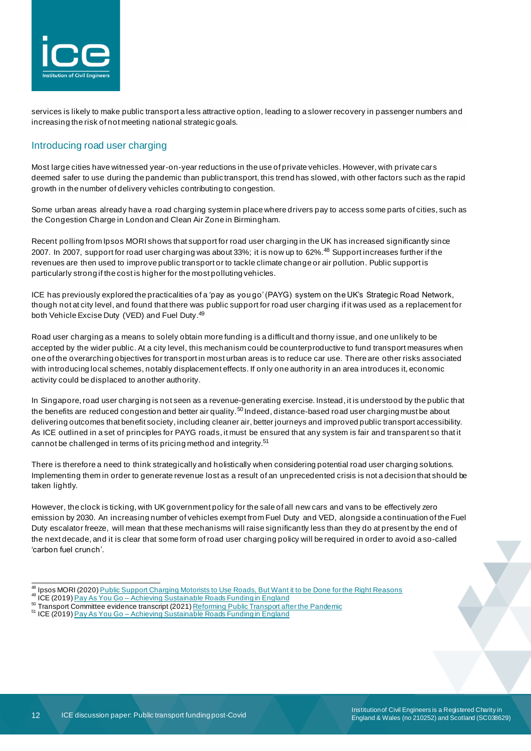services is likely to make public transport a less attractive option, leading to a slower recovery in passenger numbers and increasing the risk of not meeting national strategic goals.

## Introducing road user charging

Most large cities have witnessed year-on-year reductions in the use of private vehicles. However, with private cars deemed safer to use during the pandemic than public transport, this trend has slowed, with other factors such as the rapid growth in the number of delivery vehicles contributing to congestion.

Some urban areas already have a road charging system in place where drivers pay to access some parts of cities, such as the Congestion Charge in London and Clean Air Zone in Birmingham.

Recent polling from Ipsos MORI shows that support for road user charging in the UK has increased significantly since 2007. In 2007, support for road user charging was about 33%; it is now up to 62%.[48] Support increases further if the revenues are then used to improve public transport or to tackle climate change or air pollution. Public support is particularly strong if the cost is higher for the most polluting vehicles.

ICE has previously explored the practicalities of a 'pay as you go' (PAYG) system on the UK's Strategic Road Network, though not at city level, and found that there was public support for road user charging if it was used as a replacement for both Vehicle Excise Duty (VED) and Fuel Duty.[49]

Road user charging as a means to solely obtain more funding is a difficult and thorny issue, and one unlikely to be accepted by the wider public. At a city level, this mechanism could be counterproductive to fund transport measures when one of the overarching objectives for transport in most urban areas is to reduce car use. There are other risks associated with introducing local schemes, notably displacement effects. If only one authority in an area introduces it, economic activity could be displaced to another authority.

In Singapore, road user charging is not seen as a revenue-generating exercise. Instead, it is understood by the public that the benefits are reduced congestion and better air quality.[50] Indeed, distance-based road user charging must be about delivering outcomes that benefit society, including cleaner air, better journeys and improved public transport accessibility. As ICE outlined in a set of principles for PAYG roads, it must be ensured that any system is fair and transparent so that it cannot be challenged in terms of its pricing method and integrity.[51]

There is therefore a need to think strategically and holistically when considering potential road user charging solutions. Implementing them in order to generate revenue lost as a result of an unprecedented crisis is not a decision that should be taken lightly.

However, the clock is ticking, with UK government policy for the sale of all new cars and vans to be effectively zero emission by 2030. An increasing number of vehicles exempt from Fuel Duty and VED, alongside a continuation of the Fuel Duty escalator freeze, will mean that these mechanisms will raise significantly less than they do at present by the end of the next decade, and it is clear that some form of road user charging policy will be required in order to avoid a so-called 'carbon fuel crunch'.

---

[48] Ipsos MORI (2020) Public Support Charging Motorists to Use Roads, But Want it to be Done for the Right Reasons
[49] ICE (2019) Pay As You Go – Achieving Sustainable Roads Funding in England
[50] Transport Committee evidence transcript (2021) Reforming Public Transport after the Pandemic
[51] ICE (2019) Pay As You Go – Achieving Sustainable Roads Funding in England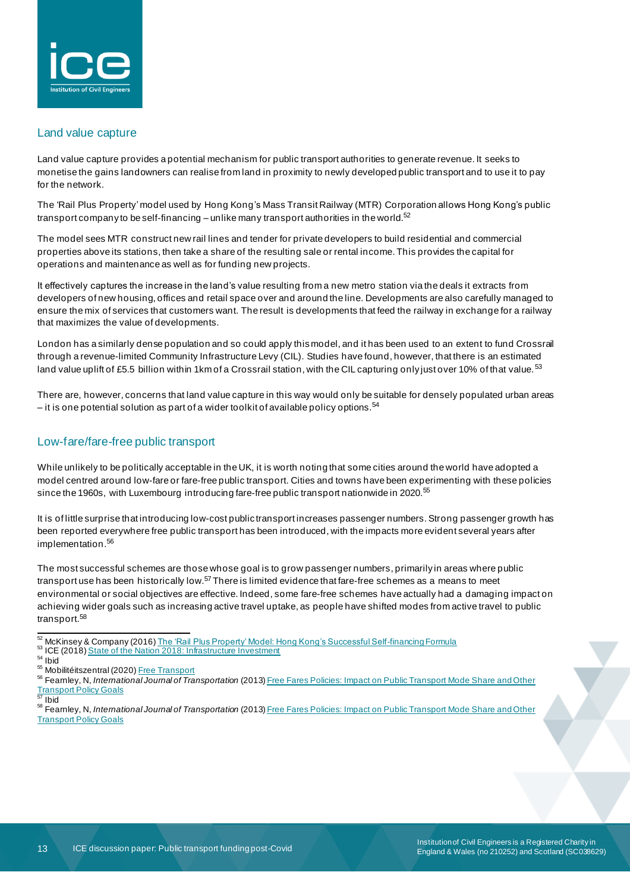## Land value capture

Land value capture provides a potential mechanism for public transport authorities to generate revenue. It seeks to monetise the gains landowners can realise from land in proximity to newly developed public transport and to use it to pay for the network.

The 'Rail Plus Property' model used by Hong Kong's Mass Transit Railway (MTR) Corporation allows Hong Kong's public transport company to be self-financing – unlike many transport authorities in the world.[52]

The model sees MTR construct new rail lines and tender for private developers to build residential and commercial properties above its stations, then take a share of the resulting sale or rental income. This provides the capital for operations and maintenance as well as for funding new projects.

It effectively captures the increase in the land's value resulting from a new metro station via the deals it extracts from developers of new housing, offices and retail space over and around the line. Developments are also carefully managed to ensure the mix of services that customers want. The result is developments that feed the railway in exchange for a railway that maximizes the value of developments.

London has a similarly dense population and so could apply this model, and it has been used to an extent to fund Crossrail through a revenue-limited Community Infrastructure Levy (CIL). Studies have found, however, that there is an estimated land value uplift of £5.5 billion within 1km of a Crossrail station, with the CIL capturing only just over 10% of that value.[53]

There are, however, concerns that land value capture in this way would only be suitable for densely populated urban areas – it is one potential solution as part of a wider toolkit of available policy options.[54]

## Low-fare/fare-free public transport

While unlikely to be politically acceptable in the UK, it is worth noting that some cities around the world have adopted a model centred around low-fare or fare-free public transport. Cities and towns have been experimenting with these policies since the 1960s, with Luxembourg introducing fare-free public transport nationwide in 2020.[55]

It is of little surprise that introducing low-cost public transport increases passenger numbers. Strong passenger growth has been reported everywhere free public transport has been introduced, with the impacts more evident several years after implementation.[56]

The most successful schemes are those whose goal is to grow passenger numbers, primarily in areas where public transport use has been historically low.[57] There is limited evidence that fare-free schemes as a means to meet environmental or social objectives are effective. Indeed, some fare-free schemes have actually had a damaging impact on achieving wider goals such as increasing active travel uptake, as people have shifted modes from active travel to public transport.[58]

---

[52] McKinsey & Company (2016) The 'Rail Plus Property' Model: Hong Kong's Successful Self-financing Formula
[53] ICE (2018) State of the Nation 2018: Infrastructure Investment
[54] Ibid
[55] Mobilitéitszentral (2020) Free Transport
[56] Fearnley, N, *International Journal of Transportation* (2013) Free Fares Policies: Impact on Public Transport Mode Share and Other Transport Policy Goals
[57] Ibid
[58] Fearnley, N, *International Journal of Transportation* (2013) Free Fares Policies: Impact on Public Transport Mode Share and Other Transport Policy Goals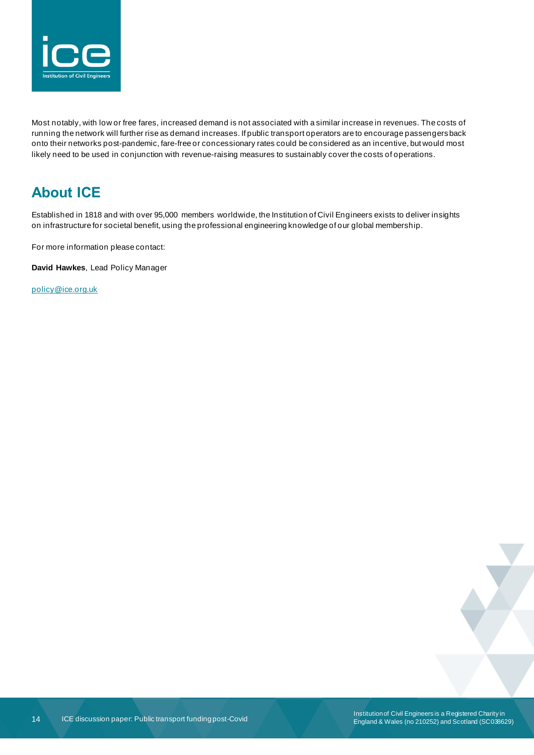Most notably, with low or free fares, increased demand is not associated with a similar increase in revenues. The costs of running the network will further rise as demand increases. If public transport operators are to encourage passengers back onto their networks post-pandemic, fare-free or concessionary rates could be considered as an incentive, but would most likely need to be used in conjunction with revenue-raising measures to sustainably cover the costs of operations.

## About ICE

Established in 1818 and with over 95,000 members worldwide, the Institution of Civil Engineers exists to deliver insights on infrastructure for societal benefit, using the professional engineering knowledge of our global membership.

For more information please contact:

**David Hawkes**, Lead Policy Manager

policy@ice.org.uk

Institution of Civil Engineers is a Registered Charity in England & Wales (no 210252) and Scotland (SC038629)